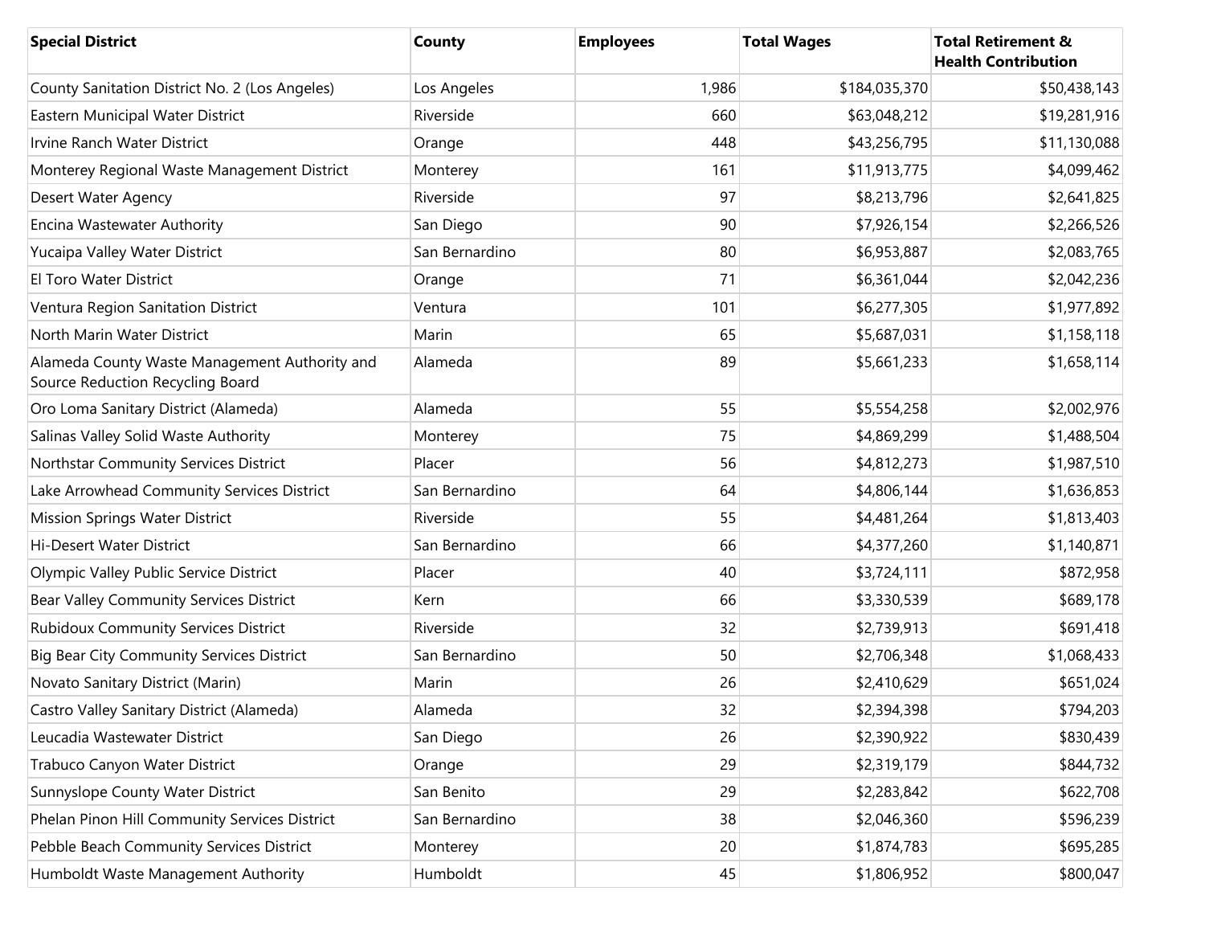| Special District | County | Employees | Total Wages | Total Retirement & Health Contribution |
| --- | --- | --- | --- | --- |
| County Sanitation District No. 2 (Los Angeles) | Los Angeles | 1,986 | $184,035,370 | $50,438,143 |
| Eastern Municipal Water District | Riverside | 660 | $63,048,212 | $19,281,916 |
| Irvine Ranch Water District | Orange | 448 | $43,256,795 | $11,130,088 |
| Monterey Regional Waste Management District | Monterey | 161 | $11,913,775 | $4,099,462 |
| Desert Water Agency | Riverside | 97 | $8,213,796 | $2,641,825 |
| Encina Wastewater Authority | San Diego | 90 | $7,926,154 | $2,266,526 |
| Yucaipa Valley Water District | San Bernardino | 80 | $6,953,887 | $2,083,765 |
| El Toro Water District | Orange | 71 | $6,361,044 | $2,042,236 |
| Ventura Region Sanitation District | Ventura | 101 | $6,277,305 | $1,977,892 |
| North Marin Water District | Marin | 65 | $5,687,031 | $1,158,118 |
| Alameda County Waste Management Authority and Source Reduction Recycling Board | Alameda | 89 | $5,661,233 | $1,658,114 |
| Oro Loma Sanitary District (Alameda) | Alameda | 55 | $5,554,258 | $2,002,976 |
| Salinas Valley Solid Waste Authority | Monterey | 75 | $4,869,299 | $1,488,504 |
| Northstar Community Services District | Placer | 56 | $4,812,273 | $1,987,510 |
| Lake Arrowhead Community Services District | San Bernardino | 64 | $4,806,144 | $1,636,853 |
| Mission Springs Water District | Riverside | 55 | $4,481,264 | $1,813,403 |
| Hi-Desert Water District | San Bernardino | 66 | $4,377,260 | $1,140,871 |
| Olympic Valley Public Service District | Placer | 40 | $3,724,111 | $872,958 |
| Bear Valley Community Services District | Kern | 66 | $3,330,539 | $689,178 |
| Rubidoux Community Services District | Riverside | 32 | $2,739,913 | $691,418 |
| Big Bear City Community Services District | San Bernardino | 50 | $2,706,348 | $1,068,433 |
| Novato Sanitary District (Marin) | Marin | 26 | $2,410,629 | $651,024 |
| Castro Valley Sanitary District (Alameda) | Alameda | 32 | $2,394,398 | $794,203 |
| Leucadia Wastewater District | San Diego | 26 | $2,390,922 | $830,439 |
| Trabuco Canyon Water District | Orange | 29 | $2,319,179 | $844,732 |
| Sunnyslope County Water District | San Benito | 29 | $2,283,842 | $622,708 |
| Phelan Pinon Hill Community Services District | San Bernardino | 38 | $2,046,360 | $596,239 |
| Pebble Beach Community Services District | Monterey | 20 | $1,874,783 | $695,285 |
| Humboldt Waste Management Authority | Humboldt | 45 | $1,806,952 | $800,047 |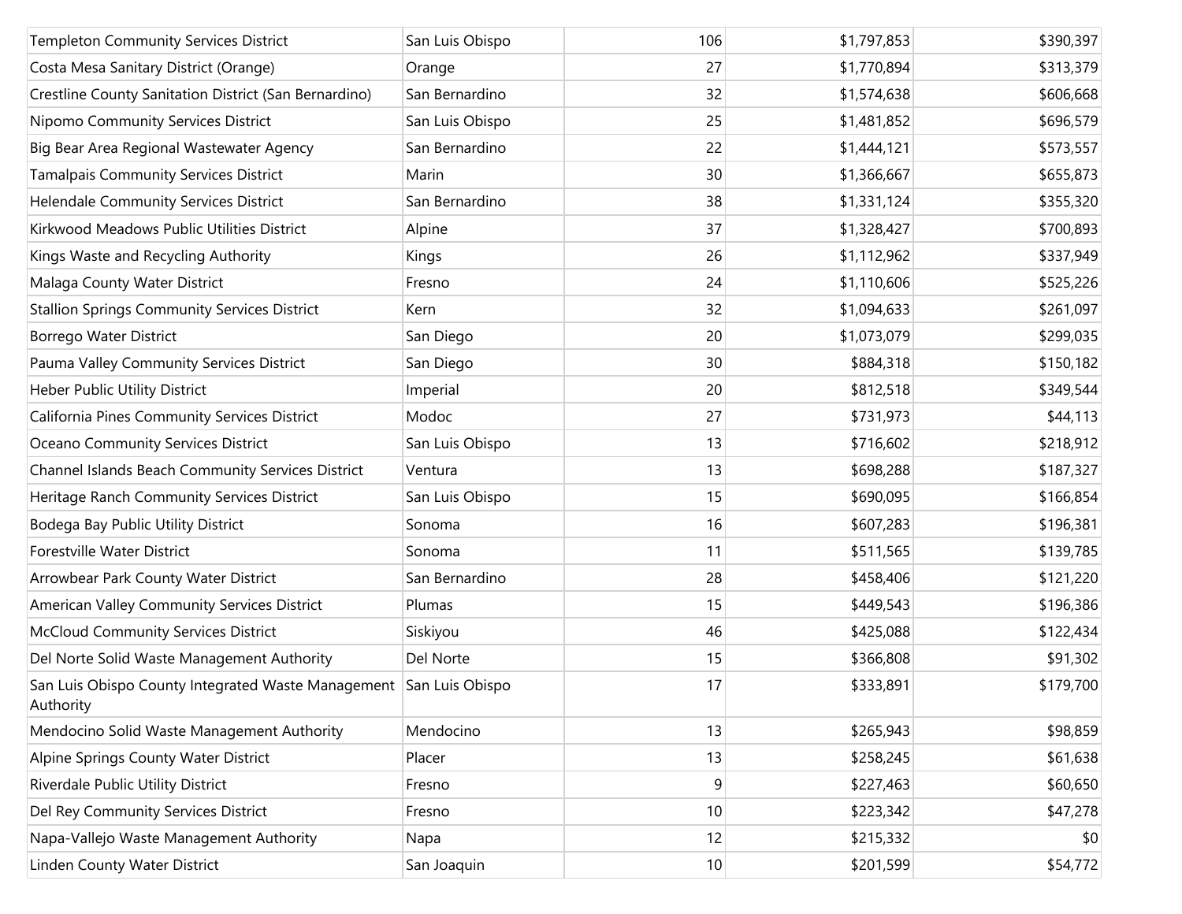| | | | | |
|---|---|---|---|---|
| Templeton Community Services District | San Luis Obispo | 106 | $1,797,853 | $390,397 |
| Costa Mesa Sanitary District (Orange) | Orange | 27 | $1,770,894 | $313,379 |
| Crestline County Sanitation District (San Bernardino) | San Bernardino | 32 | $1,574,638 | $606,668 |
| Nipomo Community Services District | San Luis Obispo | 25 | $1,481,852 | $696,579 |
| Big Bear Area Regional Wastewater Agency | San Bernardino | 22 | $1,444,121 | $573,557 |
| Tamalpais Community Services District | Marin | 30 | $1,366,667 | $655,873 |
| Helendale Community Services District | San Bernardino | 38 | $1,331,124 | $355,320 |
| Kirkwood Meadows Public Utilities District | Alpine | 37 | $1,328,427 | $700,893 |
| Kings Waste and Recycling Authority | Kings | 26 | $1,112,962 | $337,949 |
| Malaga County Water District | Fresno | 24 | $1,110,606 | $525,226 |
| Stallion Springs Community Services District | Kern | 32 | $1,094,633 | $261,097 |
| Borrego Water District | San Diego | 20 | $1,073,079 | $299,035 |
| Pauma Valley Community Services District | San Diego | 30 | $884,318 | $150,182 |
| Heber Public Utility District | Imperial | 20 | $812,518 | $349,544 |
| California Pines Community Services District | Modoc | 27 | $731,973 | $44,113 |
| Oceano Community Services District | San Luis Obispo | 13 | $716,602 | $218,912 |
| Channel Islands Beach Community Services District | Ventura | 13 | $698,288 | $187,327 |
| Heritage Ranch Community Services District | San Luis Obispo | 15 | $690,095 | $166,854 |
| Bodega Bay Public Utility District | Sonoma | 16 | $607,283 | $196,381 |
| Forestville Water District | Sonoma | 11 | $511,565 | $139,785 |
| Arrowbear Park County Water District | San Bernardino | 28 | $458,406 | $121,220 |
| American Valley Community Services District | Plumas | 15 | $449,543 | $196,386 |
| McCloud Community Services District | Siskiyou | 46 | $425,088 | $122,434 |
| Del Norte Solid Waste Management Authority | Del Norte | 15 | $366,808 | $91,302 |
| San Luis Obispo County Integrated Waste Management Authority | San Luis Obispo | 17 | $333,891 | $179,700 |
| Mendocino Solid Waste Management Authority | Mendocino | 13 | $265,943 | $98,859 |
| Alpine Springs County Water District | Placer | 13 | $258,245 | $61,638 |
| Riverdale Public Utility District | Fresno | 9 | $227,463 | $60,650 |
| Del Rey Community Services District | Fresno | 10 | $223,342 | $47,278 |
| Napa-Vallejo Waste Management Authority | Napa | 12 | $215,332 | $0 |
| Linden County Water District | San Joaquin | 10 | $201,599 | $54,772 |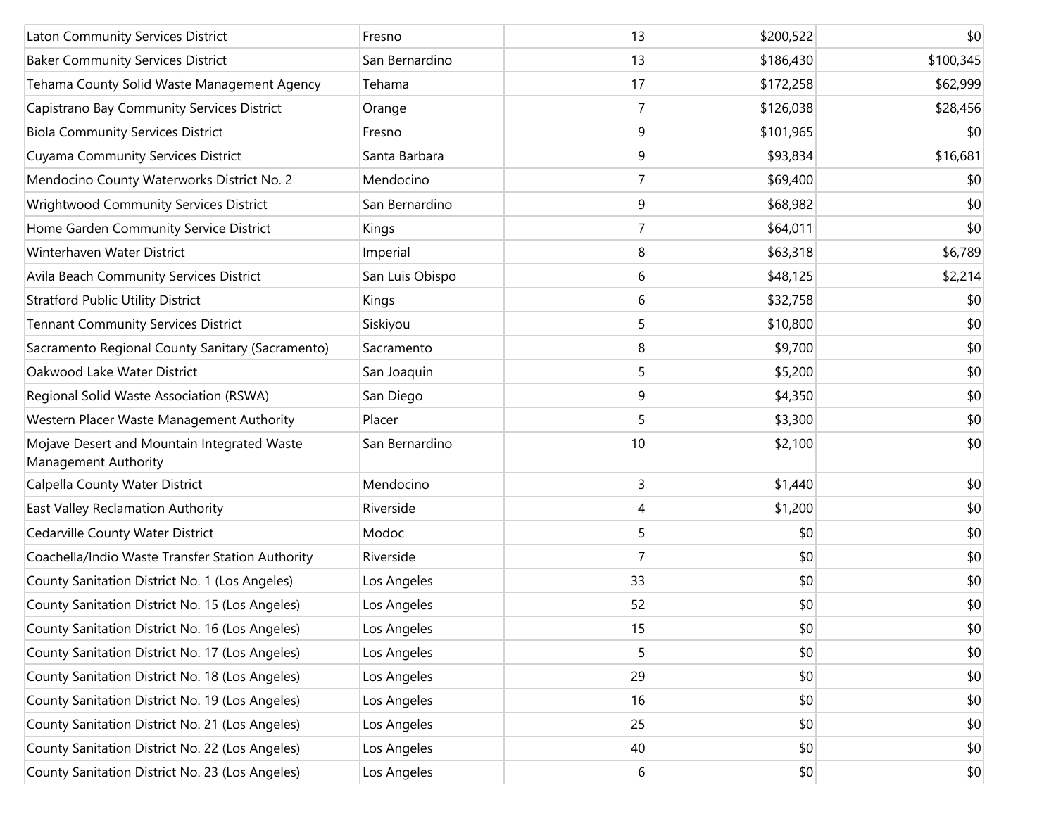| | | | | |
|---|---|---|---|---|
| Laton Community Services District | Fresno | 13 | $200,522 | $0 |
| Baker Community Services District | San Bernardino | 13 | $186,430 | $100,345 |
| Tehama County Solid Waste Management Agency | Tehama | 17 | $172,258 | $62,999 |
| Capistrano Bay Community Services District | Orange | 7 | $126,038 | $28,456 |
| Biola Community Services District | Fresno | 9 | $101,965 | $0 |
| Cuyama Community Services District | Santa Barbara | 9 | $93,834 | $16,681 |
| Mendocino County Waterworks District No. 2 | Mendocino | 7 | $69,400 | $0 |
| Wrightwood Community Services District | San Bernardino | 9 | $68,982 | $0 |
| Home Garden Community Service District | Kings | 7 | $64,011 | $0 |
| Winterhaven Water District | Imperial | 8 | $63,318 | $6,789 |
| Avila Beach Community Services District | San Luis Obispo | 6 | $48,125 | $2,214 |
| Stratford Public Utility District | Kings | 6 | $32,758 | $0 |
| Tennant Community Services District | Siskiyou | 5 | $10,800 | $0 |
| Sacramento Regional County Sanitary (Sacramento) | Sacramento | 8 | $9,700 | $0 |
| Oakwood Lake Water District | San Joaquin | 5 | $5,200 | $0 |
| Regional Solid Waste Association (RSWA) | San Diego | 9 | $4,350 | $0 |
| Western Placer Waste Management Authority | Placer | 5 | $3,300 | $0 |
| Mojave Desert and Mountain Integrated Waste Management Authority | San Bernardino | 10 | $2,100 | $0 |
| Calpella County Water District | Mendocino | 3 | $1,440 | $0 |
| East Valley Reclamation Authority | Riverside | 4 | $1,200 | $0 |
| Cedarville County Water District | Modoc | 5 | $0 | $0 |
| Coachella/Indio Waste Transfer Station Authority | Riverside | 7 | $0 | $0 |
| County Sanitation District No. 1 (Los Angeles) | Los Angeles | 33 | $0 | $0 |
| County Sanitation District No. 15 (Los Angeles) | Los Angeles | 52 | $0 | $0 |
| County Sanitation District No. 16 (Los Angeles) | Los Angeles | 15 | $0 | $0 |
| County Sanitation District No. 17 (Los Angeles) | Los Angeles | 5 | $0 | $0 |
| County Sanitation District No. 18 (Los Angeles) | Los Angeles | 29 | $0 | $0 |
| County Sanitation District No. 19 (Los Angeles) | Los Angeles | 16 | $0 | $0 |
| County Sanitation District No. 21 (Los Angeles) | Los Angeles | 25 | $0 | $0 |
| County Sanitation District No. 22 (Los Angeles) | Los Angeles | 40 | $0 | $0 |
| County Sanitation District No. 23 (Los Angeles) | Los Angeles | 6 | $0 | $0 |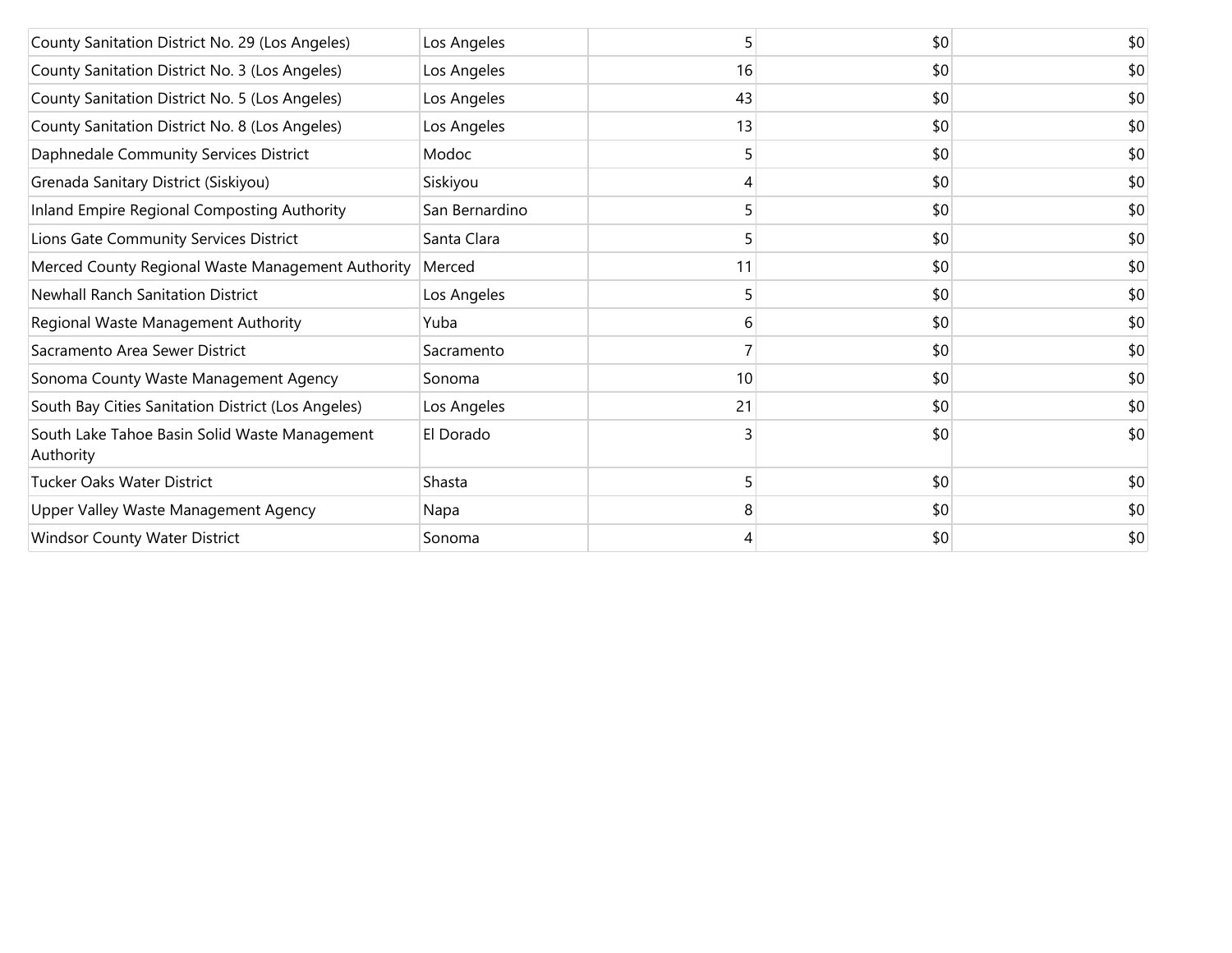| | | | | |
|---|---|---|---|---|
| County Sanitation District No. 29 (Los Angeles) | Los Angeles | 5 | $0 | $0 |
| County Sanitation District No. 3 (Los Angeles) | Los Angeles | 16 | $0 | $0 |
| County Sanitation District No. 5 (Los Angeles) | Los Angeles | 43 | $0 | $0 |
| County Sanitation District No. 8 (Los Angeles) | Los Angeles | 13 | $0 | $0 |
| Daphnedale Community Services District | Modoc | 5 | $0 | $0 |
| Grenada Sanitary District (Siskiyou) | Siskiyou | 4 | $0 | $0 |
| Inland Empire Regional Composting Authority | San Bernardino | 5 | $0 | $0 |
| Lions Gate Community Services District | Santa Clara | 5 | $0 | $0 |
| Merced County Regional Waste Management Authority | Merced | 11 | $0 | $0 |
| Newhall Ranch Sanitation District | Los Angeles | 5 | $0 | $0 |
| Regional Waste Management Authority | Yuba | 6 | $0 | $0 |
| Sacramento Area Sewer District | Sacramento | 7 | $0 | $0 |
| Sonoma County Waste Management Agency | Sonoma | 10 | $0 | $0 |
| South Bay Cities Sanitation District (Los Angeles) | Los Angeles | 21 | $0 | $0 |
| South Lake Tahoe Basin Solid Waste Management Authority | El Dorado | 3 | $0 | $0 |
| Tucker Oaks Water District | Shasta | 5 | $0 | $0 |
| Upper Valley Waste Management Agency | Napa | 8 | $0 | $0 |
| Windsor County Water District | Sonoma | 4 | $0 | $0 |